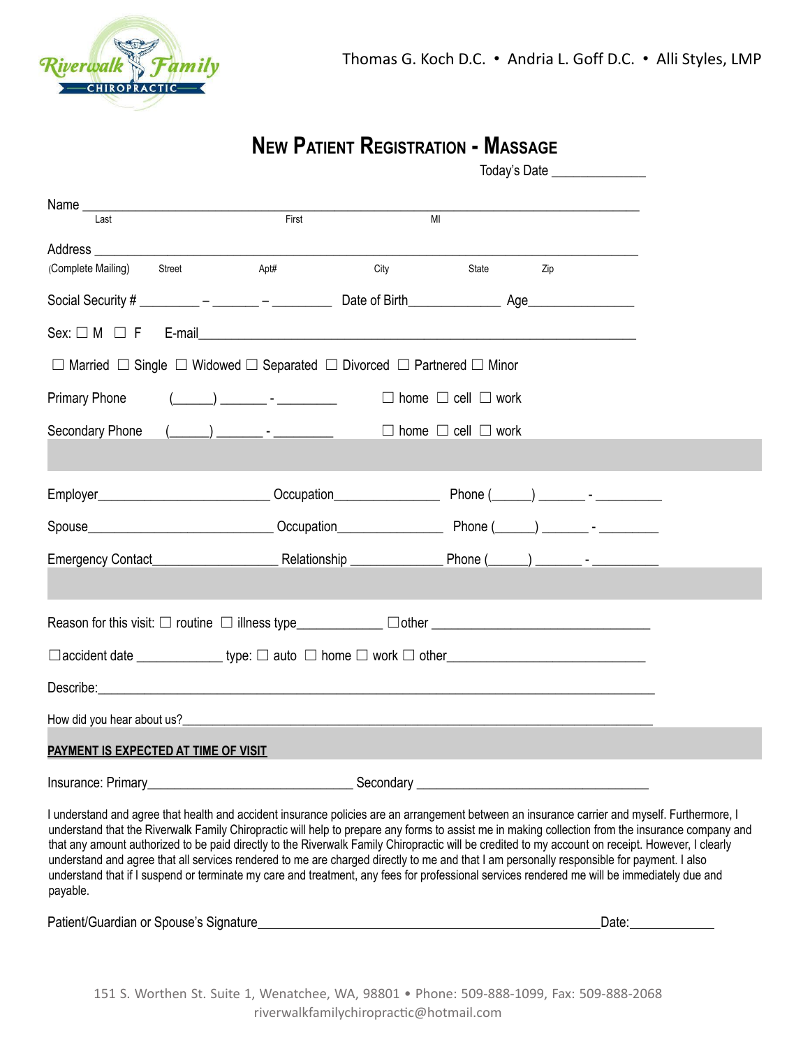Riverwalk Family CHIROPRACTIC

Thomas G. Koch D.C. • Andria L. Goff D.C. • Alli Styles, LMP

# NEW PATIENT REGISTRATION - MASSAGE

Today's Date ______________

Name ________________________________________________________________________________
Last First MI

Address ______________________________________________________________________________
(Complete Mailing) Street Apt# City State Zip

Social Security # _________ – _______ – _________ Date of Birth_____________ Age_______________

Sex: ☐ M ☐ F E-mail___________________________________________________________________

☐ Married ☐ Single ☐ Widowed ☐ Separated ☐ Divorced ☐ Partnered ☐ Minor

Primary Phone (______) _______ - _________ ☐ home ☐ cell ☐ work

Secondary Phone (______) _______ - _________ ☐ home ☐ cell ☐ work

Employer_________________________ Occupation_______________ Phone (______) _______ - __________

Spouse____________________________ Occupation_______________ Phone (______) _______ - _________

Emergency Contact__________________ Relationship _____________ Phone (______) _______ - __________

Reason for this visit: ☐ routine ☐ illness type____________ ☐other ________________________________

☐accident date _____________ type: ☐ auto ☐ home ☐ work ☐ other_____________________________

Describe:_________________________________________________________________________________

How did you hear about us?________________________________________________________________

**PAYMENT IS EXPECTED AT TIME OF VISIT**

Insurance: Primary_______________________________ Secondary ___________________________________

I understand and agree that health and accident insurance policies are an arrangement between an insurance carrier and myself. Furthermore, I understand that the Riverwalk Family Chiropractic will help to prepare any forms to assist me in making collection from the insurance company and that any amount authorized to be paid directly to the Riverwalk Family Chiropractic will be credited to my account on receipt. However, I clearly understand and agree that all services rendered to me are charged directly to me and that I am personally responsible for payment. I also understand that if I suspend or terminate my care and treatment, any fees for professional services rendered me will be immediately due and payable.

Patient/Guardian or Spouse's Signature__________________________________________________Date:_____________

151 S. Worthen St. Suite 1, Wenatchee, WA, 98801 • Phone: 509-888-1099, Fax: 509-888-2068
riverwalkfamilychiropractic@hotmail.com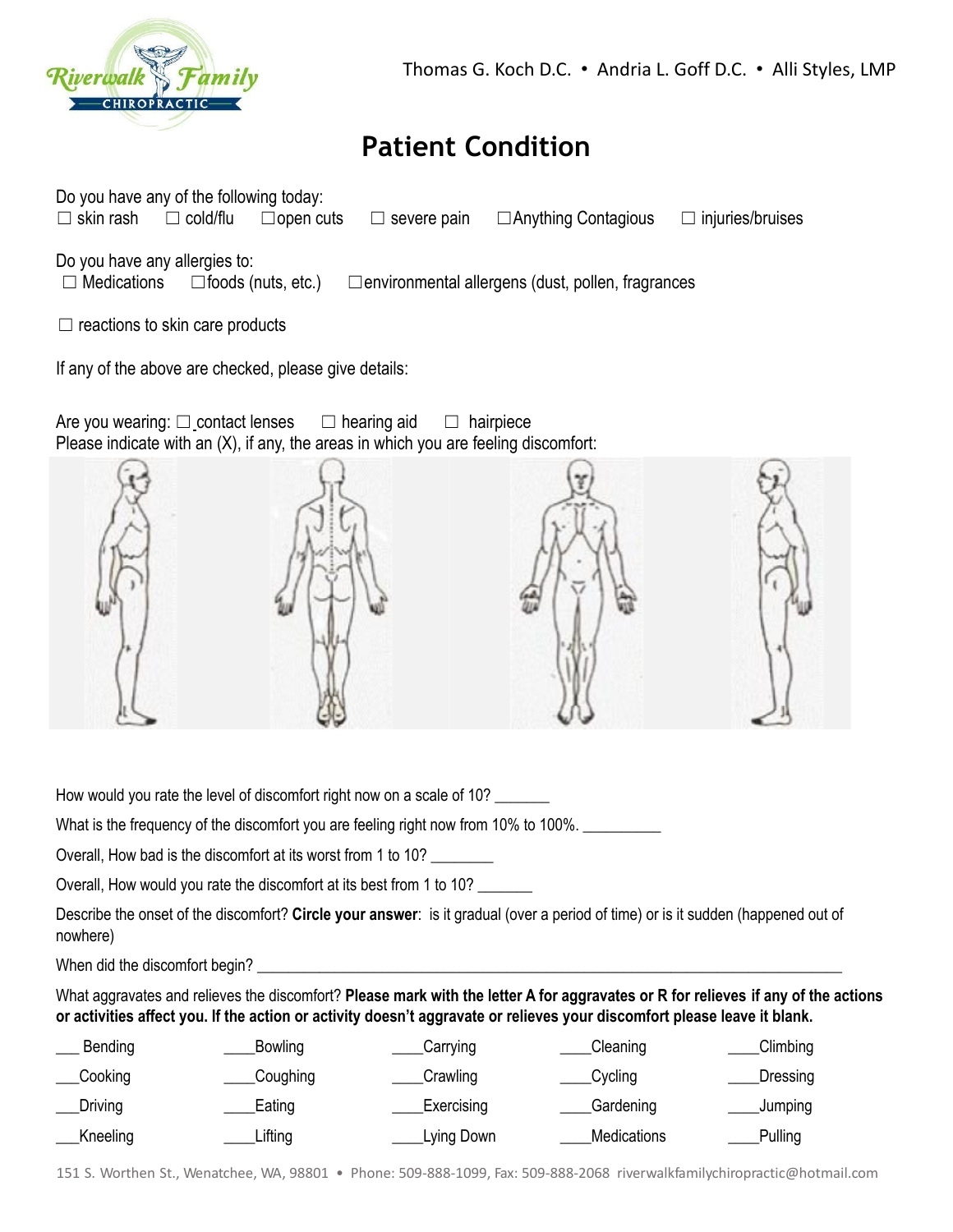Thomas G. Koch D.C. • Andria L. Goff D.C. • Alli Styles, LMP

# Patient Condition

Do you have any of the following today:
☐ skin rash ☐ cold/flu ☐ open cuts ☐ severe pain ☐ Anything Contagious ☐ injuries/bruises

Do you have any allergies to:
☐ Medications ☐ foods (nuts, etc.) ☐ environmental allergens (dust, pollen, fragrances

☐ reactions to skin care products

If any of the above are checked, please give details:

Are you wearing: ☐ contact lenses ☐ hearing aid ☐ hairpiece
Please indicate with an (X), if any, the areas in which you are feeling discomfort:

How would you rate the level of discomfort right now on a scale of 10? _______

What is the frequency of the discomfort you are feeling right now from 10% to 100%. __________

Overall, How bad is the discomfort at its worst from 1 to 10? ________

Overall, How would you rate the discomfort at its best from 1 to 10? _______

Describe the onset of the discomfort? **Circle your answer**: is it gradual (over a period of time) or is it sudden (happened out of nowhere)

When did the discomfort begin? ____________________________________________

What aggravates and relieves the discomfort? **Please mark with the letter A for aggravates or R for relieves if any of the actions or activities affect you. If the action or activity doesn't aggravate or relieves your discomfort please leave it blank.**

| | | | | |
|---|---|---|---|---|
| ___ Bending | ____Bowling | ____Carrying | ____Cleaning | ____Climbing |
| ___Cooking | ____Coughing | ____Crawling | ____Cycling | ____Dressing |
| ___Driving | ____Eating | ____Exercising | ____Gardening | ____Jumping |
| ___Kneeling | ____Lifting | ____Lying Down | ____Medications | ____Pulling |

151 S. Worthen St., Wenatchee, WA, 98801 • Phone: 509-888-1099, Fax: 509-888-2068 riverwalkfamilychiropractic@hotmail.com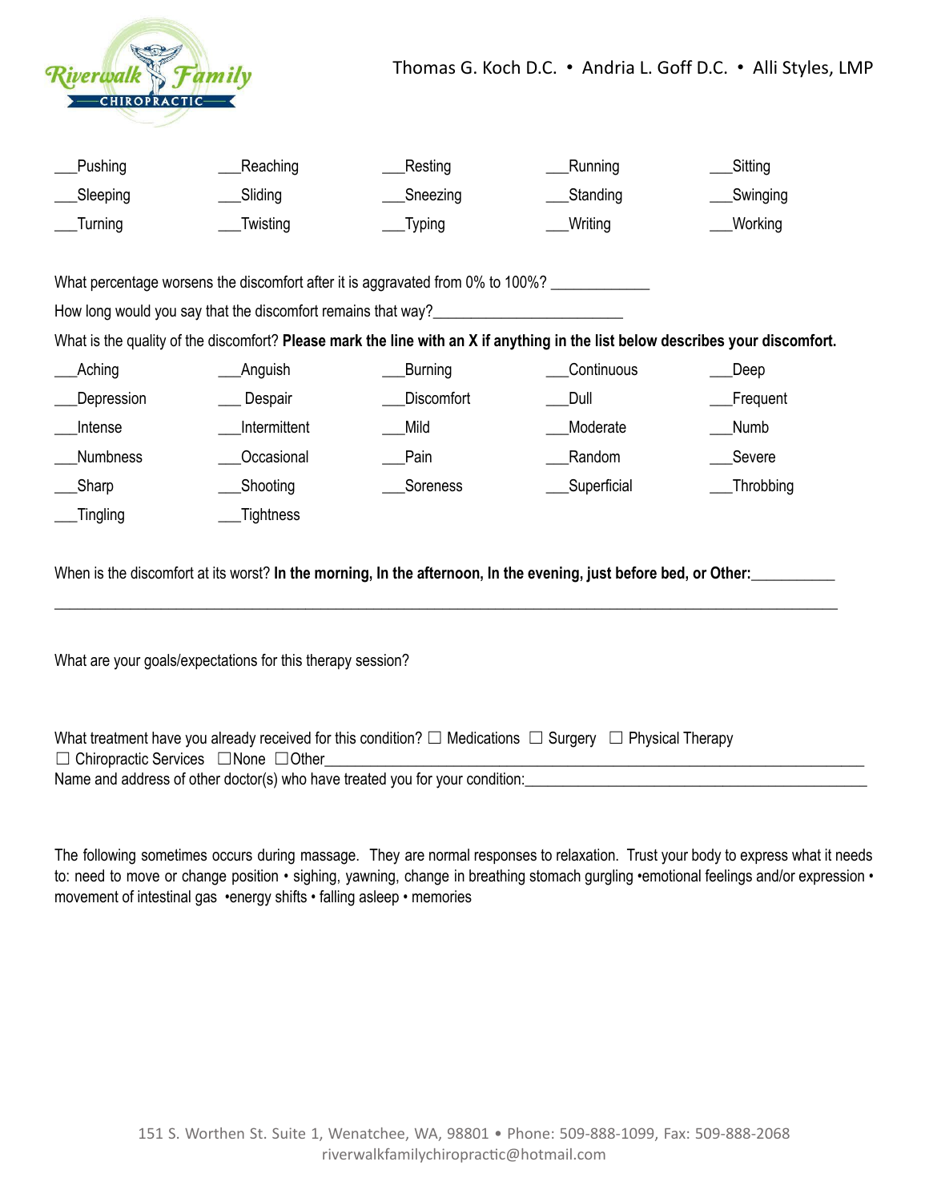Riverwalk Family CHIROPRACTIC

Thomas G. Koch D.C. • Andria L. Goff D.C. • Alli Styles, LMP

| | | | | |
|---|---|---|---|---|
| ___Pushing | ___Reaching | ___Resting | ___Running | ___Sitting |
| ___Sleeping | ___Sliding | ___Sneezing | ___Standing | ___Swinging |
| ___Turning | ___Twisting | ___Typing | ___Writing | ___Working |

What percentage worsens the discomfort after it is aggravated from 0% to 100%? ____________

How long would you say that the discomfort remains that way?_______________________

What is the quality of the discomfort? **Please mark the line with an X if anything in the list below describes your discomfort.**

| | | | | |
|---|---|---|---|---|
| ___Aching | ___Anguish | ___Burning | ___Continuous | ___Deep |
| ___Depression | ___ Despair | ___Discomfort | ___Dull | ___Frequent |
| ___Intense | ___Intermittent | ___Mild | ___Moderate | ___Numb |
| ___Numbness | ___Occasional | ___Pain | ___Random | ___Severe |
| ___Sharp | ___Shooting | ___Soreness | ___Superficial | ___Throbbing |
| ___Tingling | ___Tightness | | | |

When is the discomfort at its worst? **In the morning, In the afternoon, In the evening, just before bed, or Other:**__________

_____________________________________________________________________________________

What are your goals/expectations for this therapy session?

What treatment have you already received for this condition? ☐ Medications ☐ Surgery ☐ Physical Therapy
☐ Chiropractic Services ☐None ☐Other_______________________________________________________________

Name and address of other doctor(s) who have treated you for your condition:_____________________________________

The following sometimes occurs during massage. They are normal responses to relaxation. Trust your body to express what it needs to: need to move or change position • sighing, yawning, change in breathing stomach gurgling •emotional feelings and/or expression • movement of intestinal gas •energy shifts • falling asleep • memories

151 S. Worthen St. Suite 1, Wenatchee, WA, 98801 • Phone: 509-888-1099, Fax: 509-888-2068
riverwalkfamilychiropractic@hotmail.com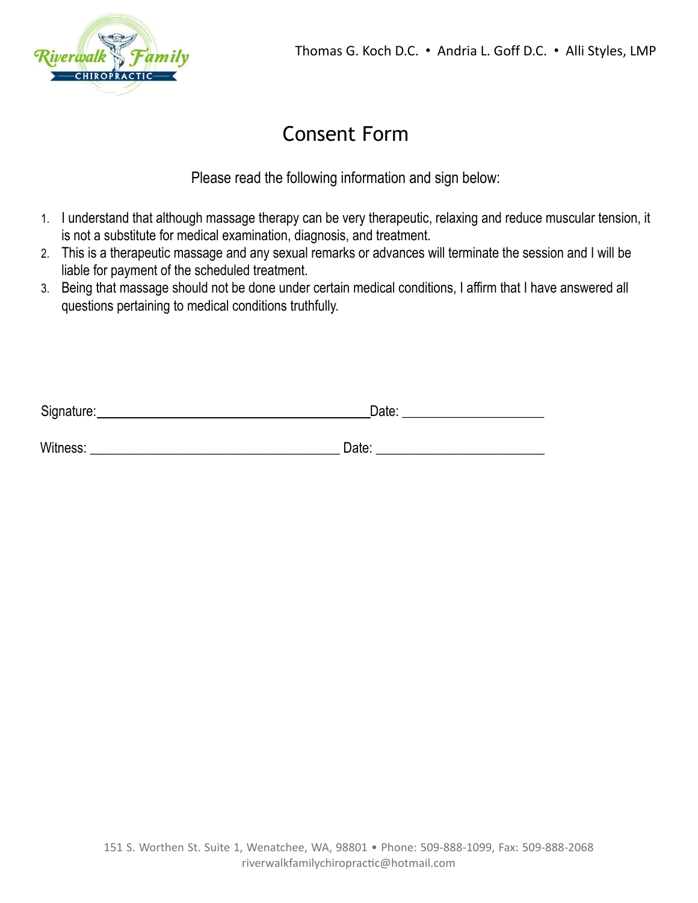Thomas G. Koch D.C. • Andria L. Goff D.C. • Alli Styles, LMP

# Consent Form

Please read the following information and sign below:

1. I understand that although massage therapy can be very therapeutic, relaxing and reduce muscular tension, it is not a substitute for medical examination, diagnosis, and treatment.
2. This is a therapeutic massage and any sexual remarks or advances will terminate the session and I will be liable for payment of the scheduled treatment.
3. Being that massage should not be done under certain medical conditions, I affirm that I have answered all questions pertaining to medical conditions truthfully.

Signature:_________________________________________Date: ____________________

Witness: ____________________________________ Date: ________________________

151 S. Worthen St. Suite 1, Wenatchee, WA, 98801 • Phone: 509-888-1099, Fax: 509-888-2068
riverwalkfamilychiropractic@hotmail.com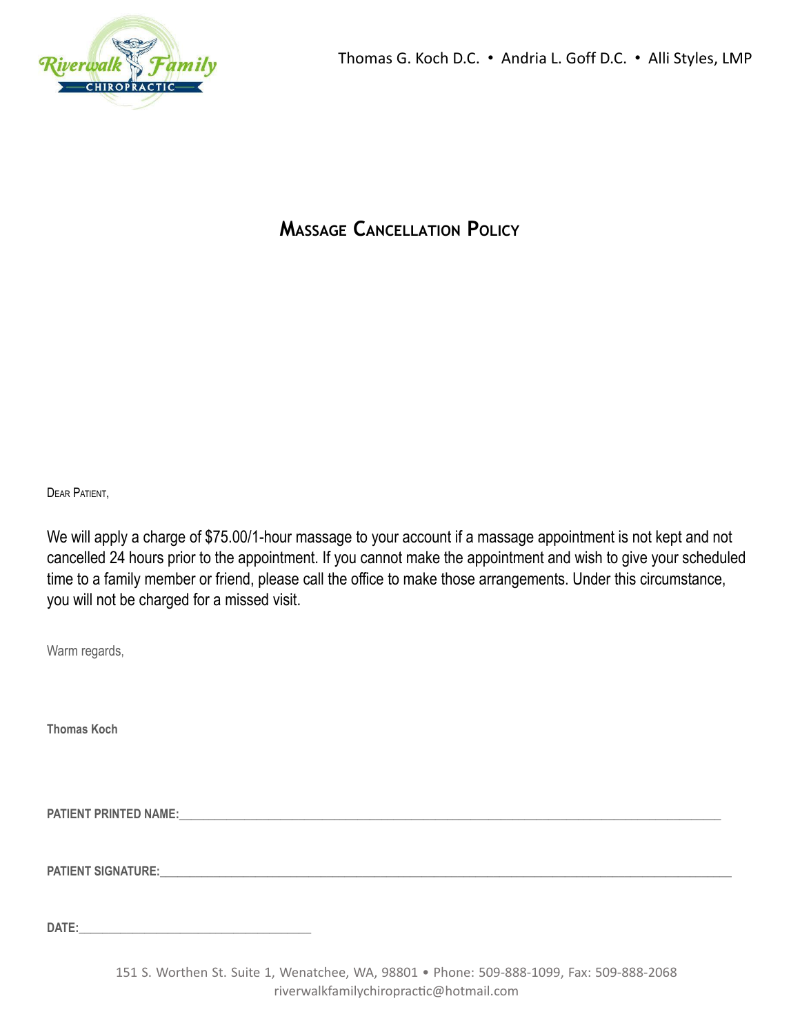Thomas G. Koch D.C. • Andria L. Goff D.C. • Alli Styles, LMP

# Massage Cancellation Policy

Dear Patient,

We will apply a charge of $75.00/1-hour massage to your account if a massage appointment is not kept and not cancelled 24 hours prior to the appointment. If you cannot make the appointment and wish to give your scheduled time to a family member or friend, please call the office to make those arrangements. Under this circumstance, you will not be charged for a missed visit.

Warm regards,

**Thomas Koch**

**PATIENT PRINTED NAME:**\_\_\_\_\_\_\_\_\_\_\_\_\_\_\_\_\_\_\_\_\_\_\_\_\_\_\_\_\_\_\_\_\_\_\_\_\_\_\_\_

**PATIENT SIGNATURE:**\_\_\_\_\_\_\_\_\_\_\_\_\_\_\_\_\_\_\_\_\_\_\_\_\_\_\_\_\_\_\_\_\_\_\_\_\_\_\_\_

**DATE:**\_\_\_\_\_\_\_\_\_\_\_\_\_\_\_\_\_\_\_\_

151 S. Worthen St. Suite 1, Wenatchee, WA, 98801 • Phone: 509-888-1099, Fax: 509-888-2068
riverwalkfamilychiropractic@hotmail.com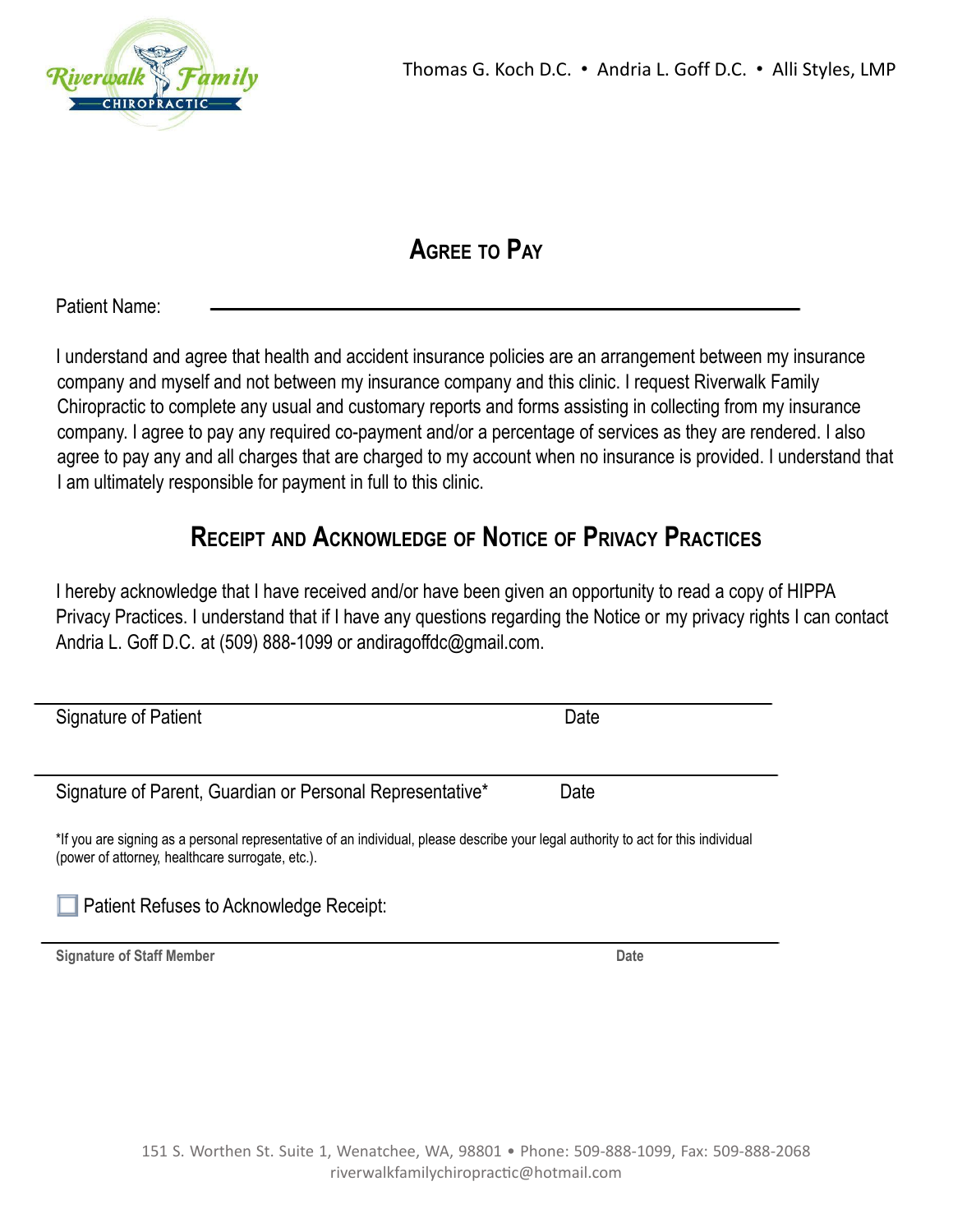Thomas G. Koch D.C. • Andria L. Goff D.C. • Alli Styles, LMP

## Agree to Pay

Patient Name: \_\_\_\_\_\_\_\_\_\_\_\_\_\_\_\_\_\_\_\_\_\_\_\_\_\_\_\_\_\_\_\_\_\_\_\_\_\_\_\_

I understand and agree that health and accident insurance policies are an arrangement between my insurance company and myself and not between my insurance company and this clinic. I request Riverwalk Family Chiropractic to complete any usual and customary reports and forms assisting in collecting from my insurance company. I agree to pay any required co-payment and/or a percentage of services as they are rendered. I also agree to pay any and all charges that are charged to my account when no insurance is provided. I understand that I am ultimately responsible for payment in full to this clinic.

## Receipt and Acknowledge of Notice of Privacy Practices

I hereby acknowledge that I have received and/or have been given an opportunity to read a copy of HIPPA Privacy Practices. I understand that if I have any questions regarding the Notice or my privacy rights I can contact Andria L. Goff D.C. at (509) 888-1099 or andiragoffdc@gmail.com.

\_\_\_\_\_\_\_\_\_\_\_\_\_\_\_\_\_\_\_\_\_\_\_\_\_\_\_\_\_\_\_\_\_\_\_\_\_\_\_\_

Signature of Patient Date

\_\_\_\_\_\_\_\_\_\_\_\_\_\_\_\_\_\_\_\_\_\_\_\_\_\_\_\_\_\_\_\_\_\_\_\_\_\_\_\_

Signature of Parent, Guardian or Personal Representative* Date

*If you are signing as a personal representative of an individual, please describe your legal authority to act for this individual (power of attorney, healthcare surrogate, etc.).

☐ Patient Refuses to Acknowledge Receipt:

\_\_\_\_\_\_\_\_\_\_\_\_\_\_\_\_\_\_\_\_\_\_\_\_\_\_\_\_\_\_\_\_\_\_\_\_\_\_\_\_

**Signature of Staff Member** **Date**

151 S. Worthen St. Suite 1, Wenatchee, WA, 98801 • Phone: 509-888-1099, Fax: 509-888-2068
riverwalkfamilychiropractic@hotmail.com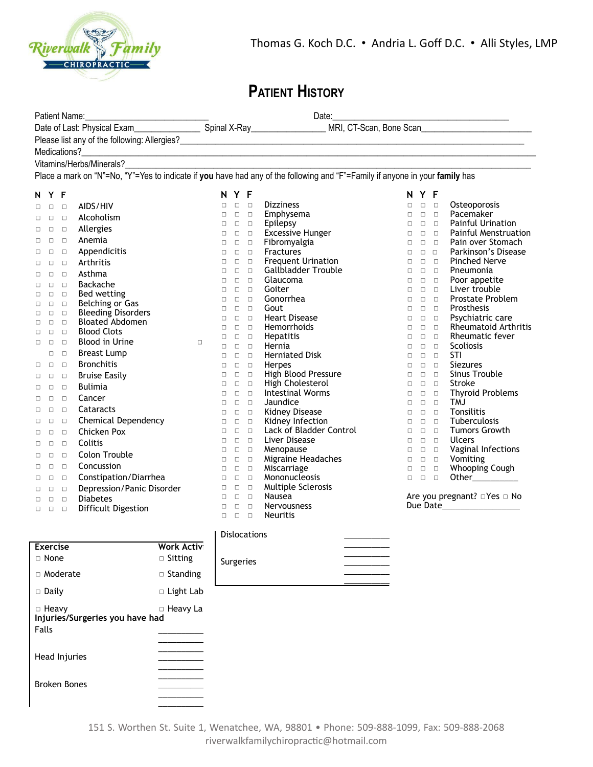Riverwalk Family CHIROPRACTIC

Thomas G. Koch D.C. • Andria L. Goff D.C. • Alli Styles, LMP

# PATIENT HISTORY

Patient Name:___________________________ Date:_________________________________________

Date of Last: Physical Exam_______________ Spinal X-Ray_________________ MRI, CT-Scan, Bone Scan________________________

Please list any of the following: Allergies?______________________________________________________________

Medications?______________________________________________________________________________________

Vitamins/Herbs/Minerals?__________________________________________________________________________

Place a mark on "N"=No, "Y"=Yes to indicate if **you** have had any of the following and "F"=Family if anyone in your **family** has

| N | Y | F | | N | Y | F | | N | Y | F | |
|---|---|---|---|---|---|---|---|---|---|---|---|
| □ | □ | □ | AIDS/HIV | □ | □ | □ | Dizziness | □ | □ | □ | Osteoporosis |
| □ | □ | □ | Alcoholism | □ | □ | □ | Emphysema | □ | □ | □ | Pacemaker |
| □ | □ | □ | Allergies | □ | □ | □ | Epilepsy | □ | □ | □ | Painful Urination |
| □ | □ | □ | Anemia | □ | □ | □ | Excessive Hunger | □ | □ | □ | Painful Menstruation |
| □ | □ | □ | Appendicitis | □ | □ | □ | Fibromyalgia | □ | □ | □ | Pain over Stomach |
| □ | □ | □ | Arthritis | □ | □ | □ | Fractures | □ | □ | □ | Parkinson's Disease |
| □ | □ | □ | Asthma | □ | □ | □ | Frequent Urination | □ | □ | □ | Pinched Nerve |
| □ | □ | □ | Backache | □ | □ | □ | Gallbladder Trouble | □ | □ | □ | Pneumonia |
| □ | □ | □ | Bed wetting | □ | □ | □ | Glaucoma | □ | □ | □ | Poor appetite |
| □ | □ | □ | Belching or Gas | □ | □ | □ | Goiter | □ | □ | □ | Liver trouble |
| □ | □ | □ | Bleeding Disorders | □ | □ | □ | Gonorrhea | □ | □ | □ | Prostate Problem |
| □ | □ | □ | Bloated Abdomen | □ | □ | □ | Gout | □ | □ | □ | Prosthesis |
| □ | □ | □ | Blood Clots | □ | □ | □ | Heart Disease | □ | □ | □ | Psychiatric care |
| □ | □ | □ | Blood in Urine □ | □ | □ | □ | Hemorrhoids | □ | □ | □ | Rheumatoid Arthritis |
| | □ | □ | Breast Lump | □ | □ | □ | Hepatitis | □ | □ | □ | Rheumatic fever |
| □ | □ | □ | Bronchitis | □ | □ | □ | Hernia | □ | □ | □ | Scoliosis |
| □ | □ | □ | Bruise Easily | □ | □ | □ | Herniated Disk | □ | □ | □ | STI |
| □ | □ | □ | Bulimia | □ | □ | □ | Herpes | □ | □ | □ | Siezures |
| □ | □ | □ | Cancer | □ | □ | □ | High Blood Pressure | □ | □ | □ | Sinus Trouble |
| □ | □ | □ | Cataracts | □ | □ | □ | High Cholesterol | □ | □ | □ | Stroke |
| □ | □ | □ | Chemical Dependency | □ | □ | □ | Intestinal Worms | □ | □ | □ | Thyroid Problems |
| □ | □ | □ | Chicken Pox | □ | □ | □ | Jaundice | □ | □ | □ | TMJ |
| □ | □ | □ | Colitis | □ | □ | □ | Kidney Disease | □ | □ | □ | Tonsilitis |
| □ | □ | □ | Colon Trouble | □ | □ | □ | Kidney Infection | □ | □ | □ | Tuberculosis |
| □ | □ | □ | Concussion | □ | □ | □ | Lack of Bladder Control | □ | □ | □ | Tumors Growth |
| □ | □ | □ | Constipation/Diarrhea | □ | □ | □ | Liver Disease | □ | □ | □ | Ulcers |
| □ | □ | □ | Depression/Panic Disorder | □ | □ | □ | Menopause | □ | □ | □ | Vaginal Infections |
| □ | □ | □ | Diabetes | □ | □ | □ | Migraine Headaches | □ | □ | □ | Vomiting |
| □ | □ | □ | Difficult Digestion | □ | □ | □ | Miscarriage | □ | □ | □ | Whooping Cough |
| | | | | □ | □ | □ | Mononucleosis | □ | □ | □ | Other__________ |
| | | | | □ | □ | □ | Multiple Sclerosis | | | | |
| | | | | □ | □ | □ | Nausea | | | | |
| | | | | □ | □ | □ | Nervousness | | | | |
| | | | | □ | □ | □ | Neuritis | | | | |

Are you pregnant? □Yes □ No
Due Date_________________

| Exercise | Work Activ |
|---|---|
| □ None | □ Sitting |
| □ Moderate | □ Standing |
| □ Daily | □ Light Lab |
| □ Heavy | □ Heavy La |

**Injuries/Surgeries you have had**

Falls __________ __________

Head Injuries __________ __________ __________

Broken Bones __________ __________ __________

Dislocations __________ __________

Surgeries __________ __________ __________